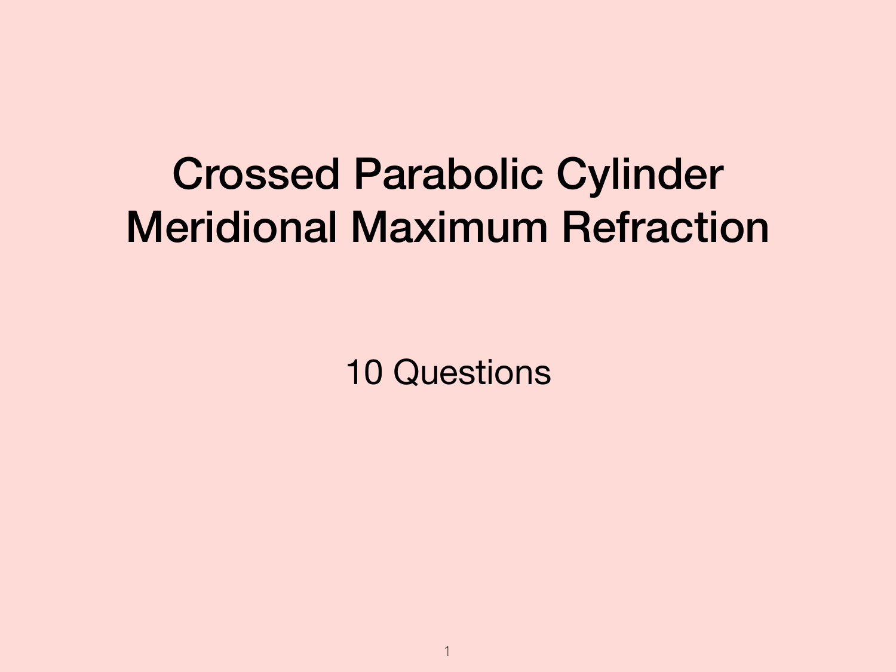# Crossed Parabolic Cylinder Meridional Maximum Refraction

10 Questions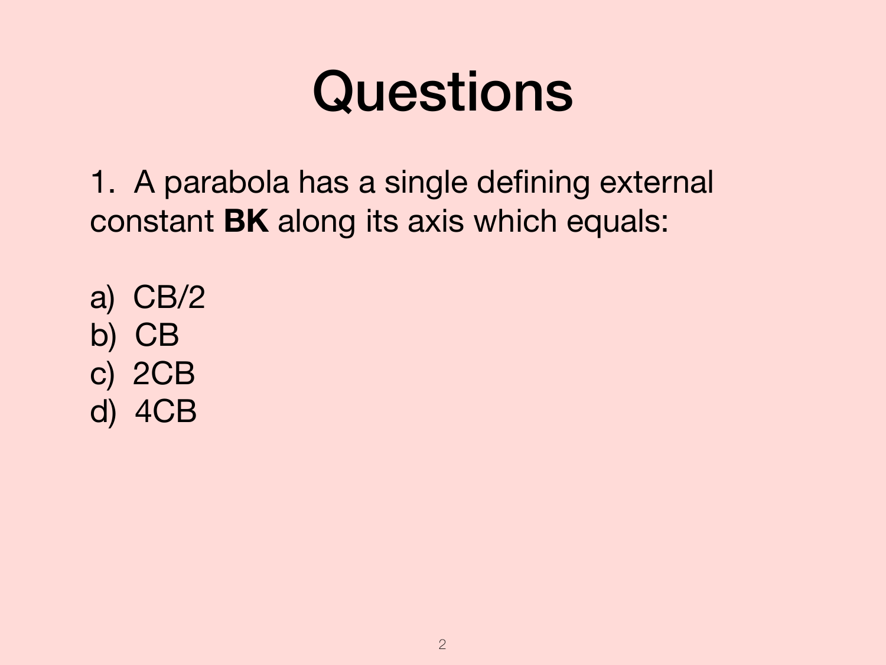# Questions

1. A parabola has a single defining external constant **BK** along its axis which equals:

a) CB/2
b) CB
c) 2CB
d) 4CB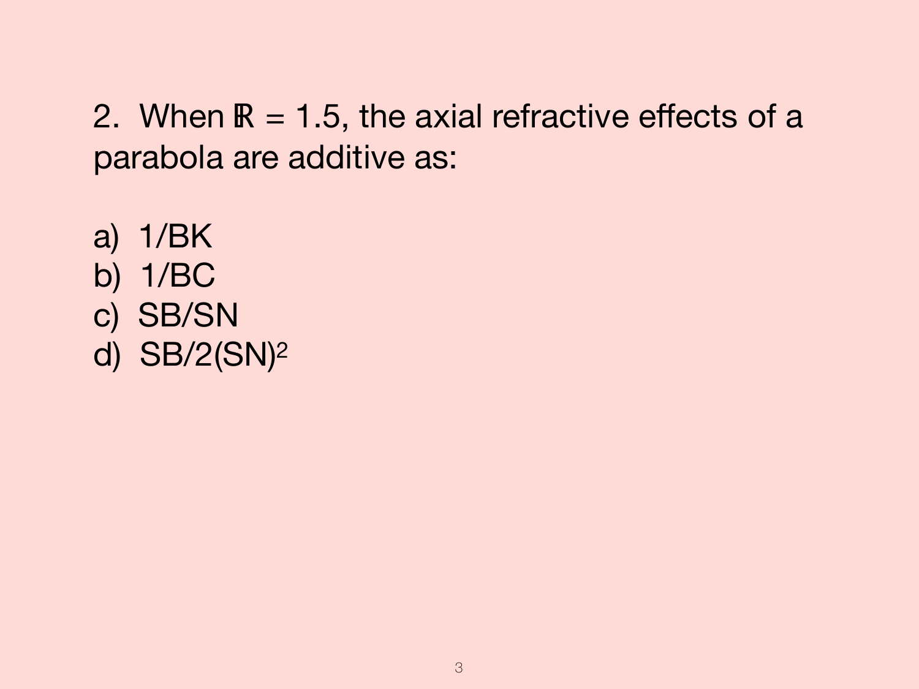2. When $\mathbb{R} = 1.5$, the axial refractive effects of a parabola are additive as:

a) $1/BK$
b) $1/BC$
c) $SB/SN$
d) $SB/2(SN)^2$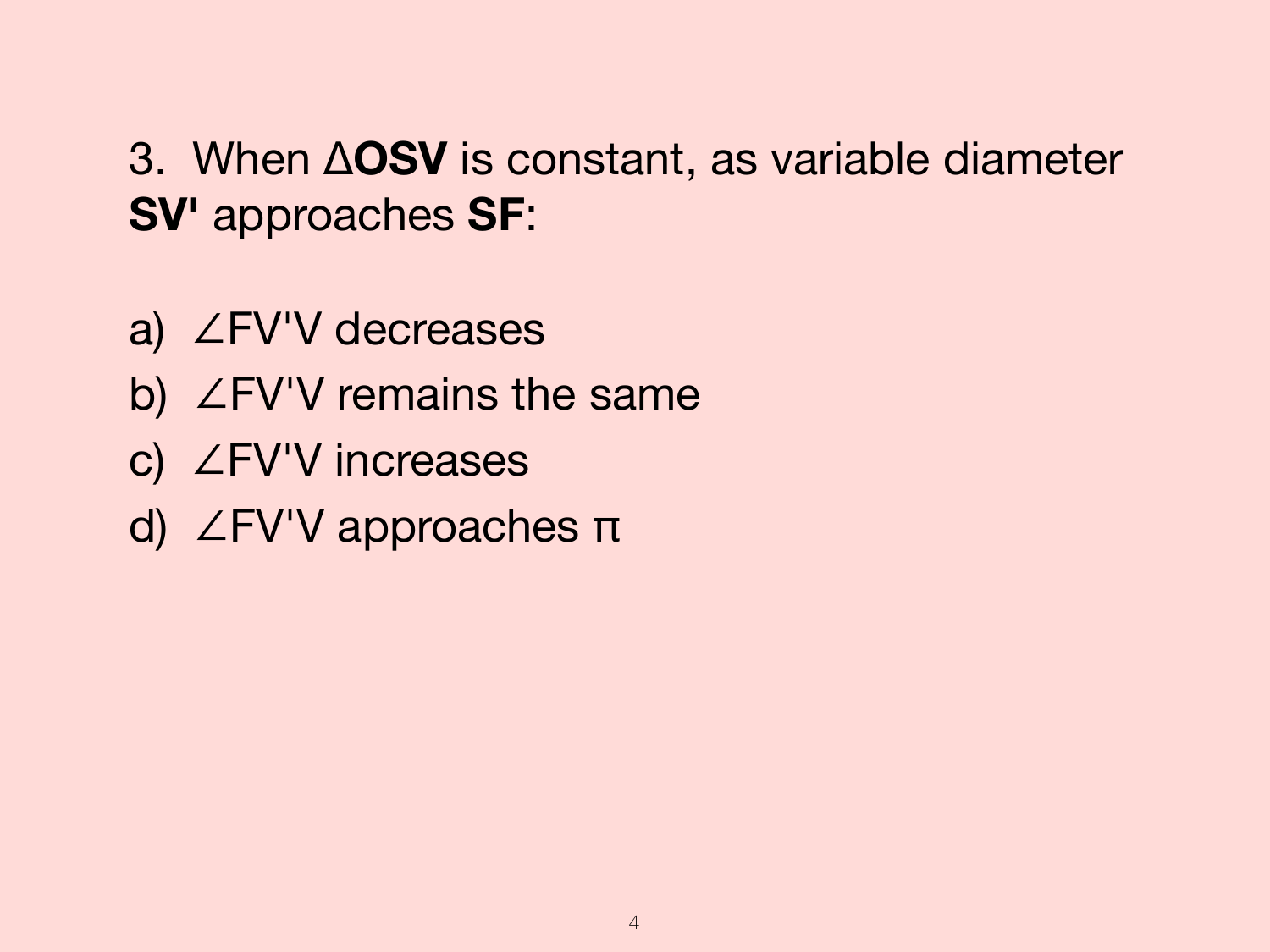3. When Δ**OSV** is constant, as variable diameter **SV'** approaches **SF**:

a) ∠FV'V decreases
b) ∠FV'V remains the same
c) ∠FV'V increases
d) ∠FV'V approaches π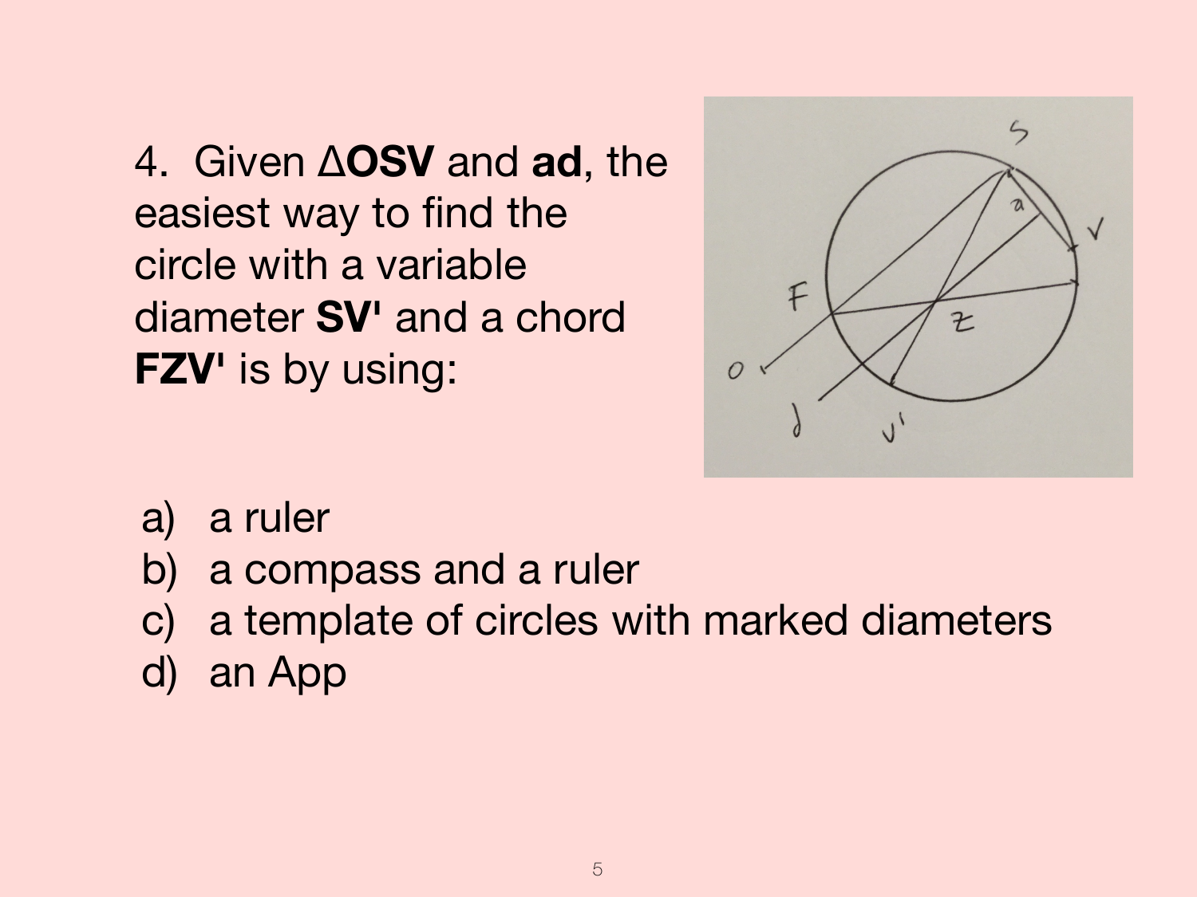4. Given **ΔOSV** and **ad**, the easiest way to find the circle with a variable diameter **SV'** and a chord **FZV'** is by using:

a) a ruler
b) a compass and a ruler
c) a template of circles with marked diameters
d) an App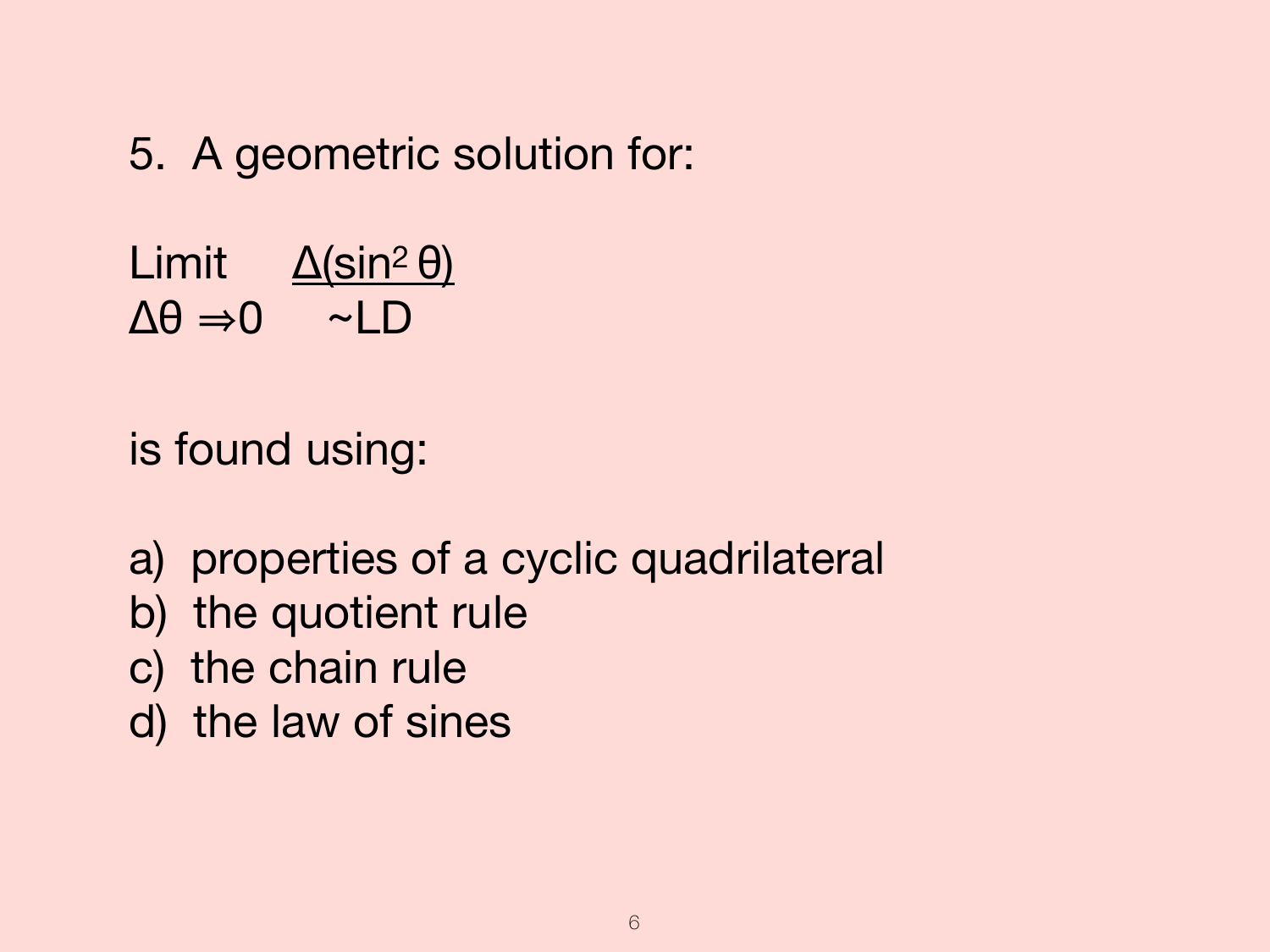5. A geometric solution for:

$$\lim_{\Delta\theta \Rightarrow 0} \frac{\Delta(\sin^2 \theta)}{\sim LD}$$

is found using:

a) properties of a cyclic quadrilateral
b) the quotient rule
c) the chain rule
d) the law of sines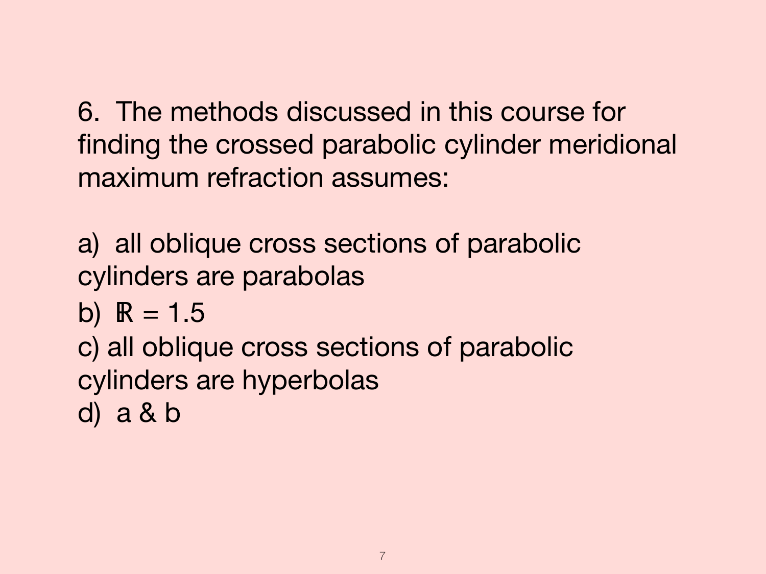6. The methods discussed in this course for finding the crossed parabolic cylinder meridional maximum refraction assumes:

a) all oblique cross sections of parabolic cylinders are parabolas

b) $\mathbb{R} = 1.5$

c) all oblique cross sections of parabolic cylinders are hyperbolas

d) a & b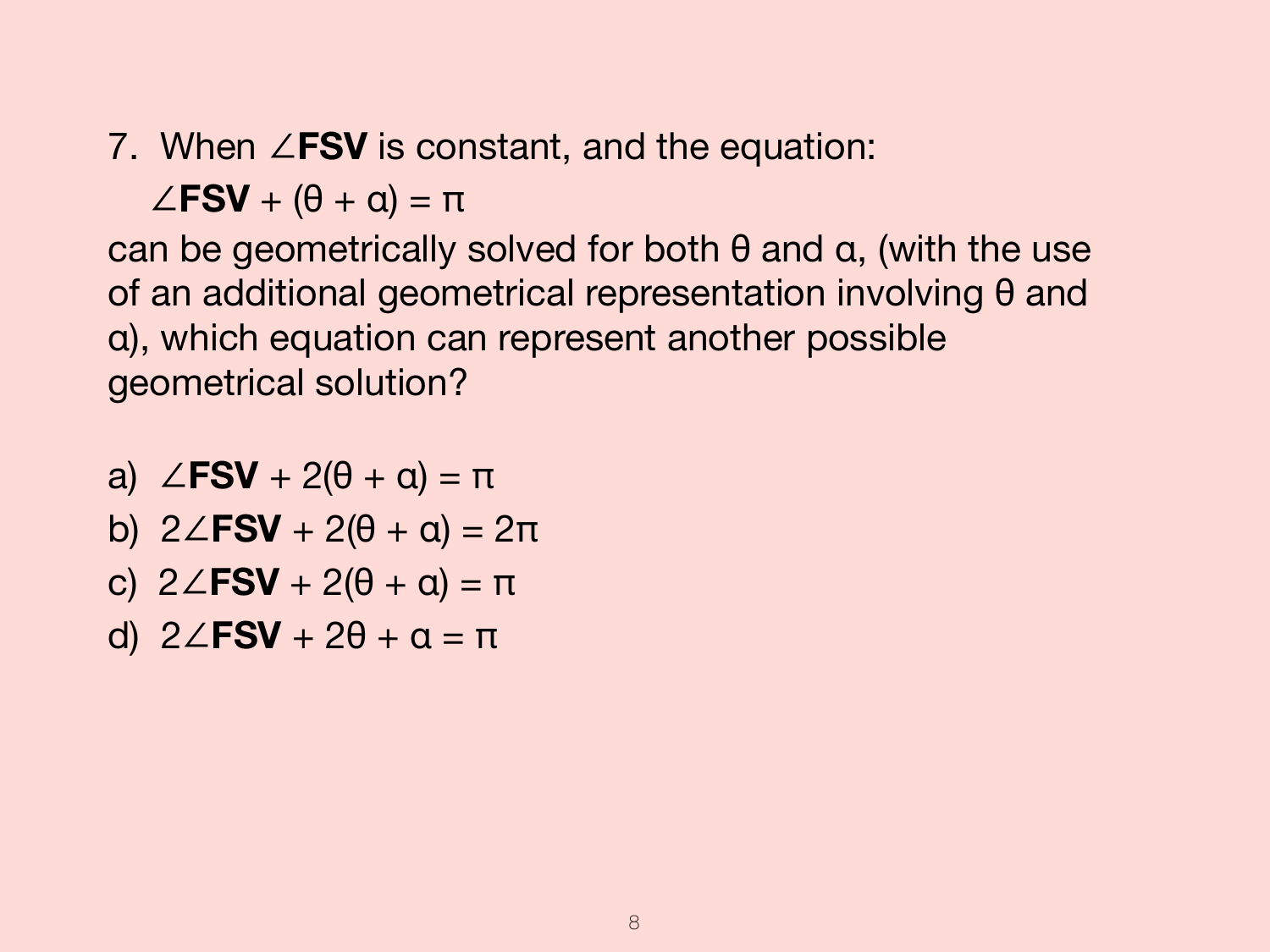7. When $\angle \mathbf{FSV}$ is constant, and the equation:

$$\angle \mathbf{FSV} + (\theta + \alpha) = \pi$$

can be geometrically solved for both θ and α, (with the use of an additional geometrical representation involving θ and α), which equation can represent another possible geometrical solution?

a) $\angle \mathbf{FSV} + 2(\theta + \alpha) = \pi$

b) $2\angle \mathbf{FSV} + 2(\theta + \alpha) = 2\pi$

c) $2\angle \mathbf{FSV} + 2(\theta + \alpha) = \pi$

d) $2\angle \mathbf{FSV} + 2\theta + \alpha = \pi$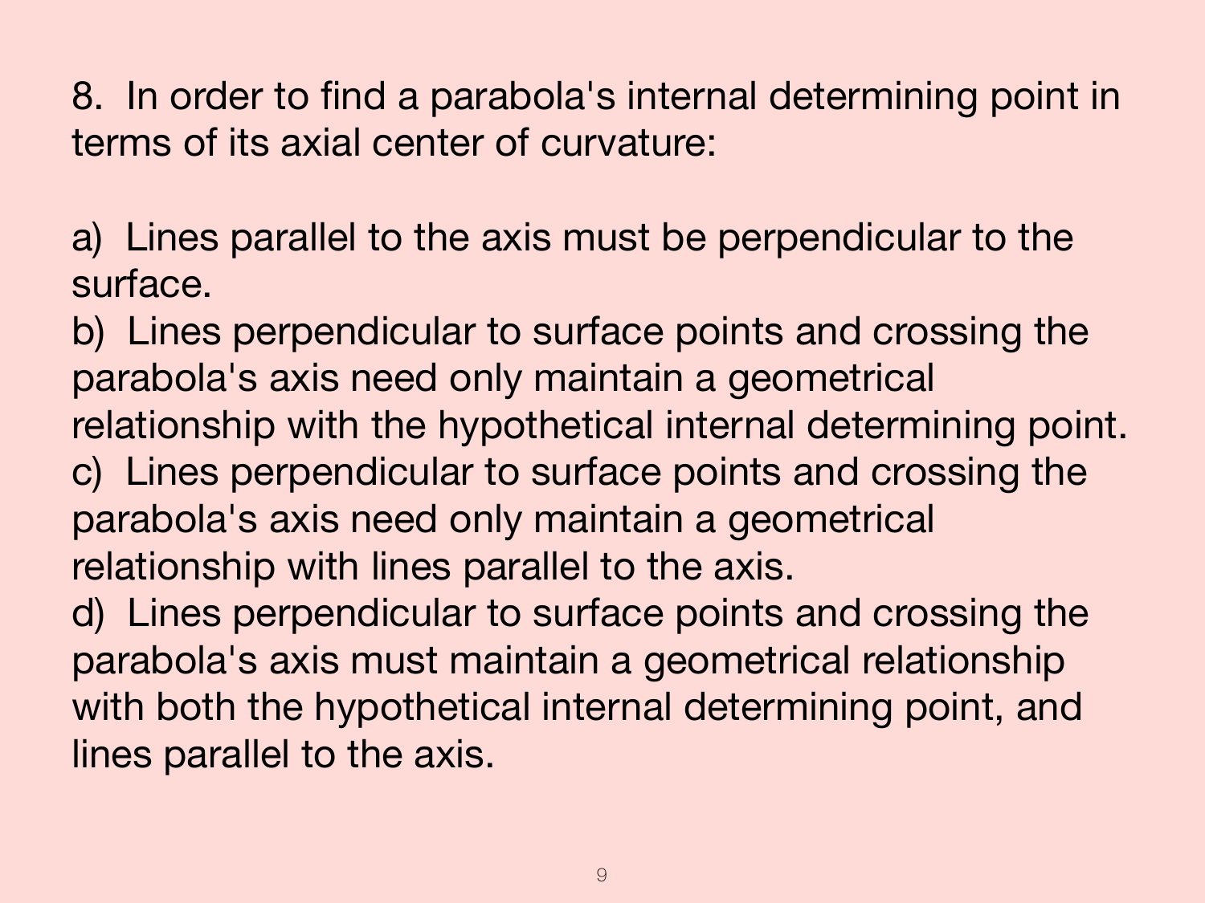8. In order to find a parabola's internal determining point in terms of its axial center of curvature:

a) Lines parallel to the axis must be perpendicular to the surface.
b) Lines perpendicular to surface points and crossing the parabola's axis need only maintain a geometrical relationship with the hypothetical internal determining point.
c) Lines perpendicular to surface points and crossing the parabola's axis need only maintain a geometrical relationship with lines parallel to the axis.
d) Lines perpendicular to surface points and crossing the parabola's axis must maintain a geometrical relationship with both the hypothetical internal determining point, and lines parallel to the axis.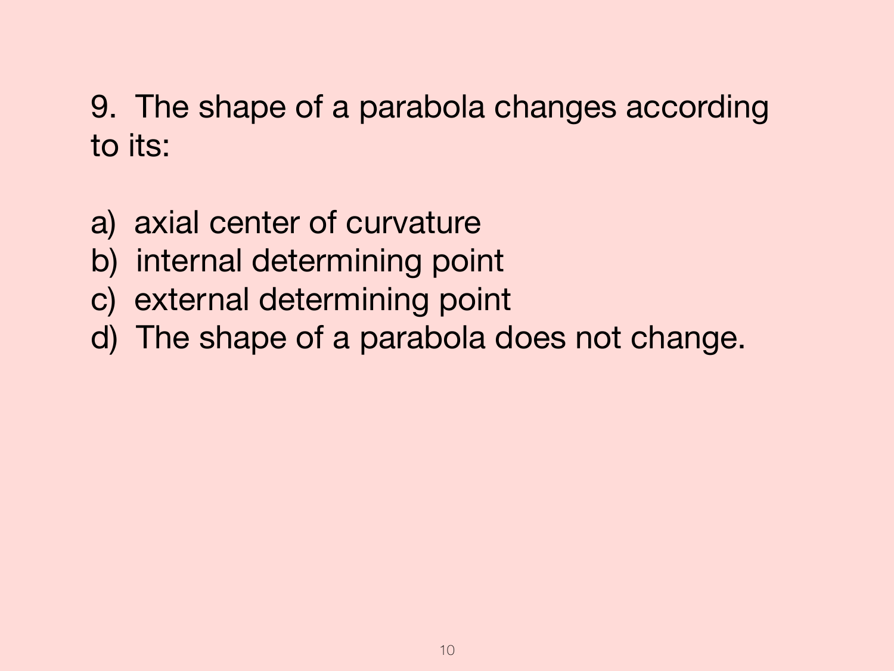9. The shape of a parabola changes according to its:

a) axial center of curvature
b) internal determining point
c) external determining point
d) The shape of a parabola does not change.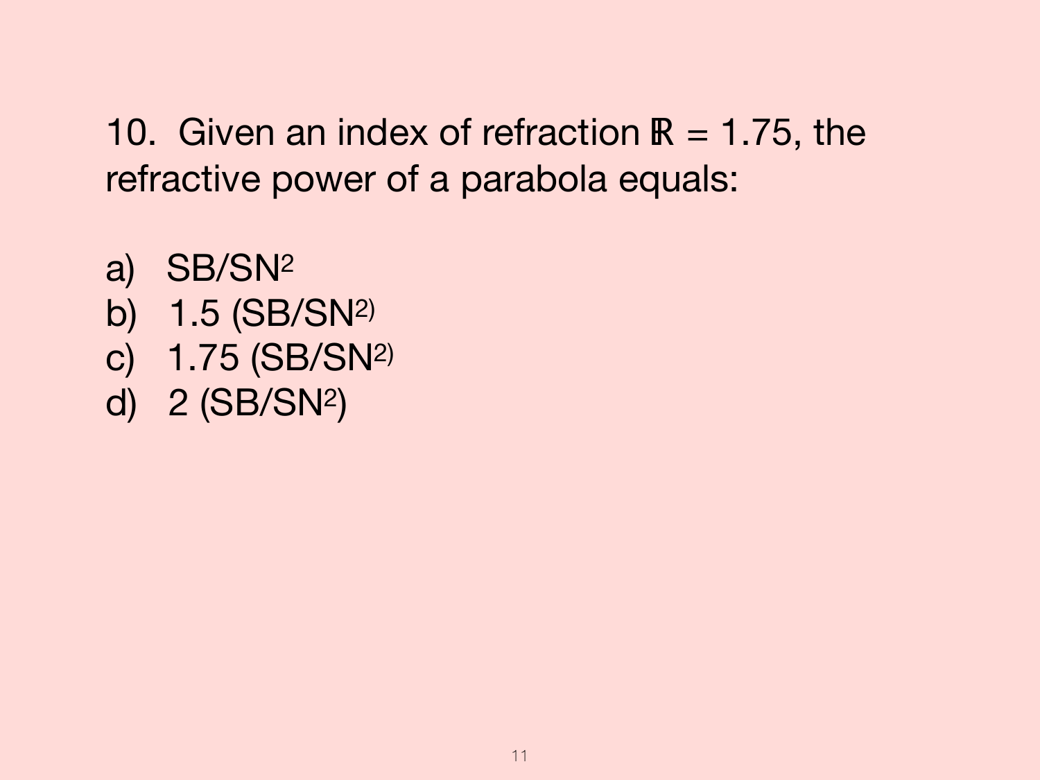10. Given an index of refraction $\mathbb{R} = 1.75$, the refractive power of a parabola equals:

a) $SB/SN^2$
b) $1.5\ (SB/SN^2)$
c) $1.75\ (SB/SN^2)$
d) $2\ (SB/SN^2)$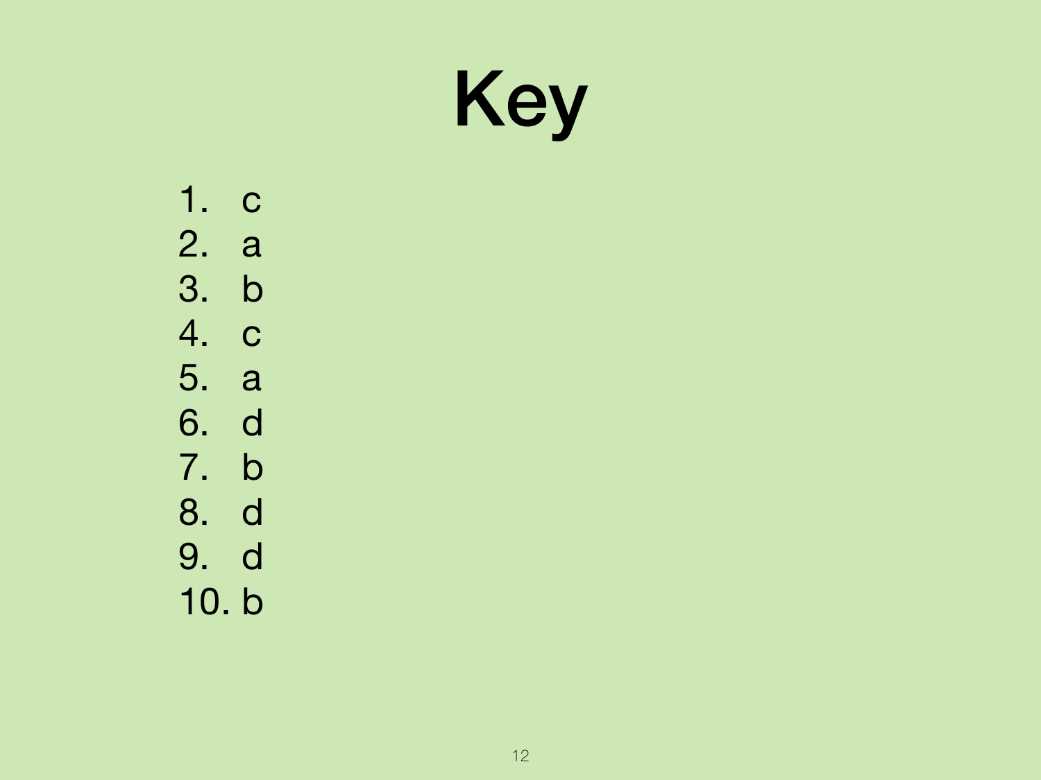# Key

1. c
2. a
3. b
4. c
5. a
6. d
7. b
8. d
9. d
10. b